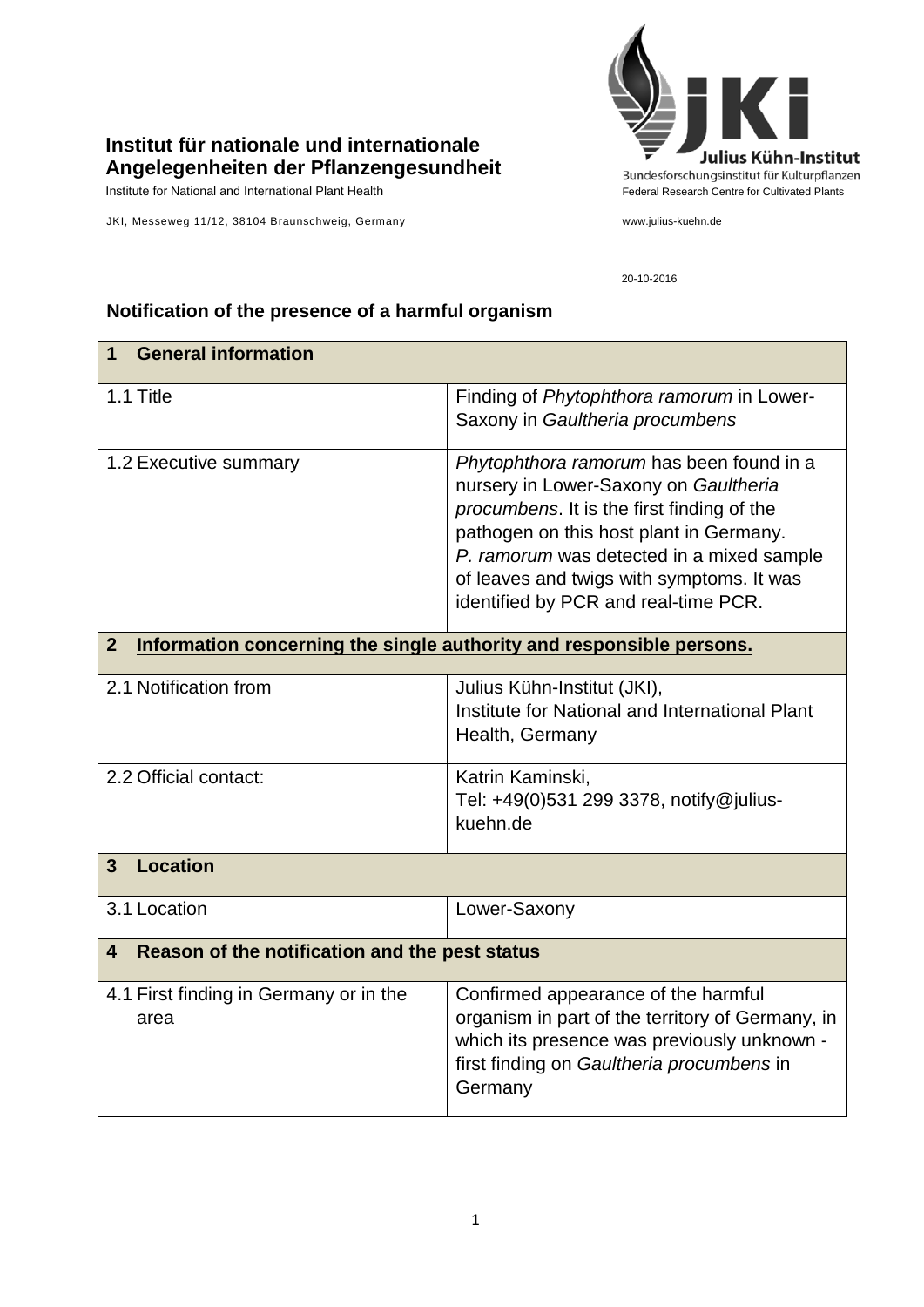**Institut für nationale und internationale Angelegenheiten der Pflanzengesundheit**

Institute for National and International Plant Health

JKI, Messeweg 11/12, 38104 Braunschweig, Germany

Julius Kühn-Institut
Bundesforschungsinstitut für Kulturpflanzen
Federal Research Centre for Cultivated Plants

www.julius-kuehn.de

20-10-2016

## Notification of the presence of a harmful organism

| **1 General information** | |
|---|---|
| 1.1 Title | Finding of *Phytophthora ramorum* in Lower-Saxony in *Gaultheria procumbens* |
| 1.2 Executive summary | *Phytophthora ramorum* has been found in a nursery in Lower-Saxony on *Gaultheria procumbens*. It is the first finding of the pathogen on this host plant in Germany. *P. ramorum* was detected in a mixed sample of leaves and twigs with symptoms. It was identified by PCR and real-time PCR. |
| **2 Information concerning the single authority and responsible persons.** | |
| 2.1 Notification from | Julius Kühn-Institut (JKI), Institute for National and International Plant Health, Germany |
| 2.2 Official contact: | Katrin Kaminski, Tel: +49(0)531 299 3378, notify@julius-kuehn.de |
| **3 Location** | |
| 3.1 Location | Lower-Saxony |
| **4 Reason of the notification and the pest status** | |
| 4.1 First finding in Germany or in the area | Confirmed appearance of the harmful organism in part of the territory of Germany, in which its presence was previously unknown - first finding on *Gaultheria procumbens* in Germany |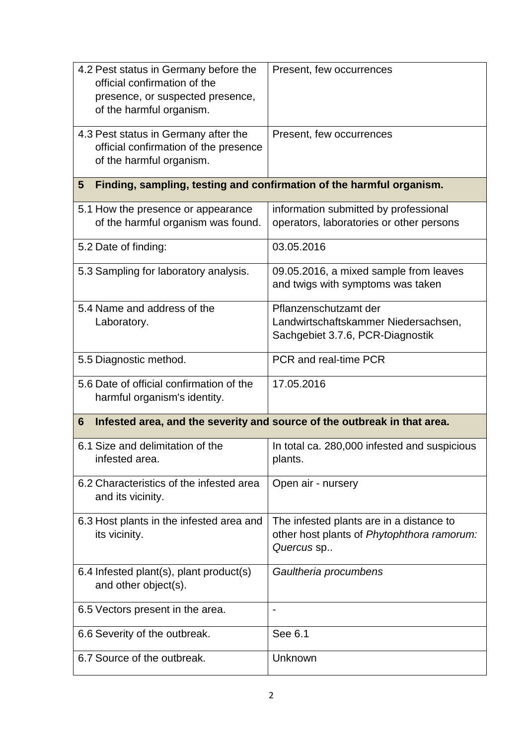| | |
|---|---|
| 4.2 Pest status in Germany before the official confirmation of the presence, or suspected presence, of the harmful organism. | Present, few occurrences |
| 4.3 Pest status in Germany after the official confirmation of the presence of the harmful organism. | Present, few occurrences |
| **5 Finding, sampling, testing and confirmation of the harmful organism.** | |
| 5.1 How the presence or appearance of the harmful organism was found. | information submitted by professional operators, laboratories or other persons |
| 5.2 Date of finding: | 03.05.2016 |
| 5.3 Sampling for laboratory analysis. | 09.05.2016, a mixed sample from leaves and twigs with symptoms was taken |
| 5.4 Name and address of the Laboratory. | Pflanzenschutzamt der Landwirtschaftskammer Niedersachsen, Sachgebiet 3.7.6, PCR-Diagnostik |
| 5.5 Diagnostic method. | PCR and real-time PCR |
| 5.6 Date of official confirmation of the harmful organism's identity. | 17.05.2016 |
| **6 Infested area, and the severity and source of the outbreak in that area.** | |
| 6.1 Size and delimitation of the infested area. | In total ca. 280,000 infested and suspicious plants. |
| 6.2 Characteristics of the infested area and its vicinity. | Open air - nursery |
| 6.3 Host plants in the infested area and its vicinity. | The infested plants are in a distance to other host plants of *Phytophthora ramorum: Quercus* sp.. |
| 6.4 Infested plant(s), plant product(s) and other object(s). | *Gaultheria procumbens* |
| 6.5 Vectors present in the area. | - |
| 6.6 Severity of the outbreak. | See 6.1 |
| 6.7 Source of the outbreak. | Unknown |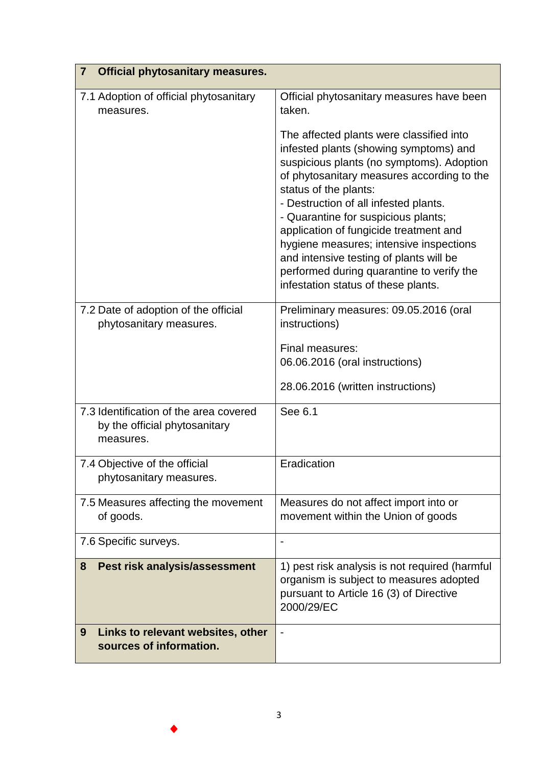| | |
|---|---|
| **7 Official phytosanitary measures.** | |
| 7.1 Adoption of official phytosanitary measures. | Official phytosanitary measures have been taken.<br><br>The affected plants were classified into infested plants (showing symptoms) and suspicious plants (no symptoms). Adoption of phytosanitary measures according to the status of the plants:<br>- Destruction of all infested plants.<br>- Quarantine for suspicious plants; application of fungicide treatment and hygiene measures; intensive inspections and intensive testing of plants will be performed during quarantine to verify the infestation status of these plants. |
| 7.2 Date of adoption of the official phytosanitary measures. | Preliminary measures: 09.05.2016 (oral instructions)<br><br>Final measures:<br>06.06.2016 (oral instructions)<br><br>28.06.2016 (written instructions) |
| 7.3 Identification of the area covered by the official phytosanitary measures. | See 6.1 |
| 7.4 Objective of the official phytosanitary measures. | Eradication |
| 7.5 Measures affecting the movement of goods. | Measures do not affect import into or movement within the Union of goods |
| 7.6 Specific surveys. | - |
| **8 Pest risk analysis/assessment** | 1) pest risk analysis is not required (harmful organism is subject to measures adopted pursuant to Article 16 (3) of Directive 2000/29/EC |
| **9 Links to relevant websites, other sources of information.** | - |